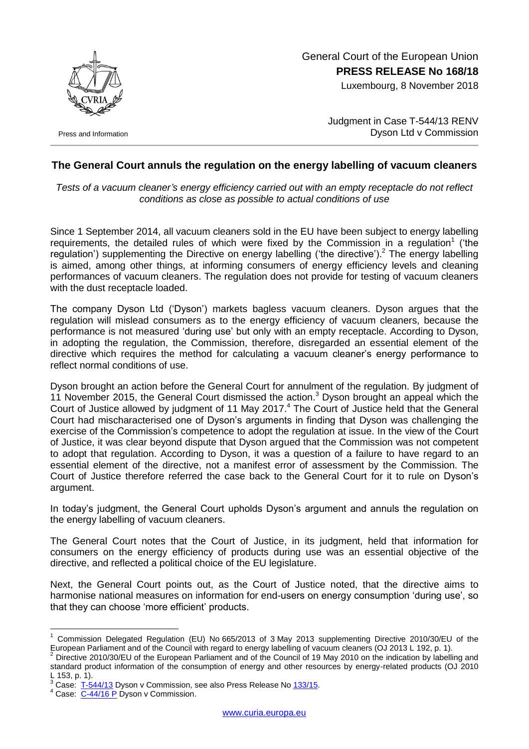General Court of the European Union
**PRESS RELEASE No 168/18**
Luxembourg, 8 November 2018

Press and Information

Judgment in Case T-544/13 RENV
Dyson Ltd v Commission

## The General Court annuls the regulation on the energy labelling of vacuum cleaners

*Tests of a vacuum cleaner's energy efficiency carried out with an empty receptacle do not reflect conditions as close as possible to actual conditions of use*

Since 1 September 2014, all vacuum cleaners sold in the EU have been subject to energy labelling requirements, the detailed rules of which were fixed by the Commission in a regulation[1] ('the regulation') supplementing the Directive on energy labelling ('the directive').[2] The energy labelling is aimed, among other things, at informing consumers of energy efficiency levels and cleaning performances of vacuum cleaners. The regulation does not provide for testing of vacuum cleaners with the dust receptacle loaded.

The company Dyson Ltd ('Dyson') markets bagless vacuum cleaners. Dyson argues that the regulation will mislead consumers as to the energy efficiency of vacuum cleaners, because the performance is not measured 'during use' but only with an empty receptacle. According to Dyson, in adopting the regulation, the Commission, therefore, disregarded an essential element of the directive which requires the method for calculating a vacuum cleaner's energy performance to reflect normal conditions of use.

Dyson brought an action before the General Court for annulment of the regulation. By judgment of 11 November 2015, the General Court dismissed the action.[3] Dyson brought an appeal which the Court of Justice allowed by judgment of 11 May 2017.[4] The Court of Justice held that the General Court had mischaracterised one of Dyson's arguments in finding that Dyson was challenging the exercise of the Commission's competence to adopt the regulation at issue. In the view of the Court of Justice, it was clear beyond dispute that Dyson argued that the Commission was not competent to adopt that regulation. According to Dyson, it was a question of a failure to have regard to an essential element of the directive, not a manifest error of assessment by the Commission. The Court of Justice therefore referred the case back to the General Court for it to rule on Dyson's argument.

In today's judgment, the General Court upholds Dyson's argument and annuls the regulation on the energy labelling of vacuum cleaners.

The General Court notes that the Court of Justice, in its judgment, held that information for consumers on the energy efficiency of products during use was an essential objective of the directive, and reflected a political choice of the EU legislature.

Next, the General Court points out, as the Court of Justice noted, that the directive aims to harmonise national measures on information for end-users on energy consumption 'during use', so that they can choose 'more efficient' products.

---

[1] Commission Delegated Regulation (EU) No 665/2013 of 3 May 2013 supplementing Directive 2010/30/EU of the European Parliament and of the Council with regard to energy labelling of vacuum cleaners (OJ 2013 L 192, p. 1).

[2] Directive 2010/30/EU of the European Parliament and of the Council of 19 May 2010 on the indication by labelling and standard product information of the consumption of energy and other resources by energy-related products (OJ 2010 L 153, p. 1).

[3] Case: T-544/13 Dyson v Commission, see also Press Release No 133/15.

[4] Case: C-44/16 P Dyson v Commission.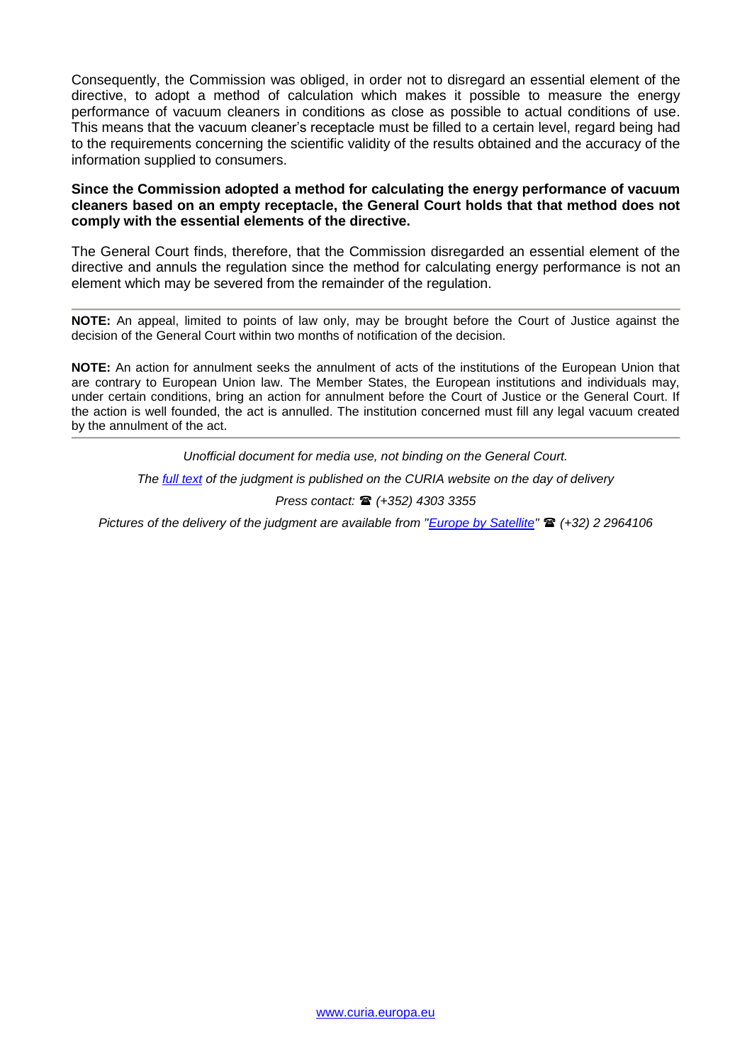Consequently, the Commission was obliged, in order not to disregard an essential element of the directive, to adopt a method of calculation which makes it possible to measure the energy performance of vacuum cleaners in conditions as close as possible to actual conditions of use. This means that the vacuum cleaner's receptacle must be filled to a certain level, regard being had to the requirements concerning the scientific validity of the results obtained and the accuracy of the information supplied to consumers.

**Since the Commission adopted a method for calculating the energy performance of vacuum cleaners based on an empty receptacle, the General Court holds that that method does not comply with the essential elements of the directive.**

The General Court finds, therefore, that the Commission disregarded an essential element of the directive and annuls the regulation since the method for calculating energy performance is not an element which may be severed from the remainder of the regulation.

---

**NOTE:** An appeal, limited to points of law only, may be brought before the Court of Justice against the decision of the General Court within two months of notification of the decision.

**NOTE:** An action for annulment seeks the annulment of acts of the institutions of the European Union that are contrary to European Union law. The Member States, the European institutions and individuals may, under certain conditions, bring an action for annulment before the Court of Justice or the General Court. If the action is well founded, the act is annulled. The institution concerned must fill any legal vacuum created by the annulment of the act.

---

*Unofficial document for media use, not binding on the General Court.*

*The full text of the judgment is published on the CURIA website on the day of delivery*

*Press contact: ☎ (+352) 4303 3355*

*Pictures of the delivery of the judgment are available from "Europe by Satellite" ☎ (+32) 2 2964106*

www.curia.europa.eu